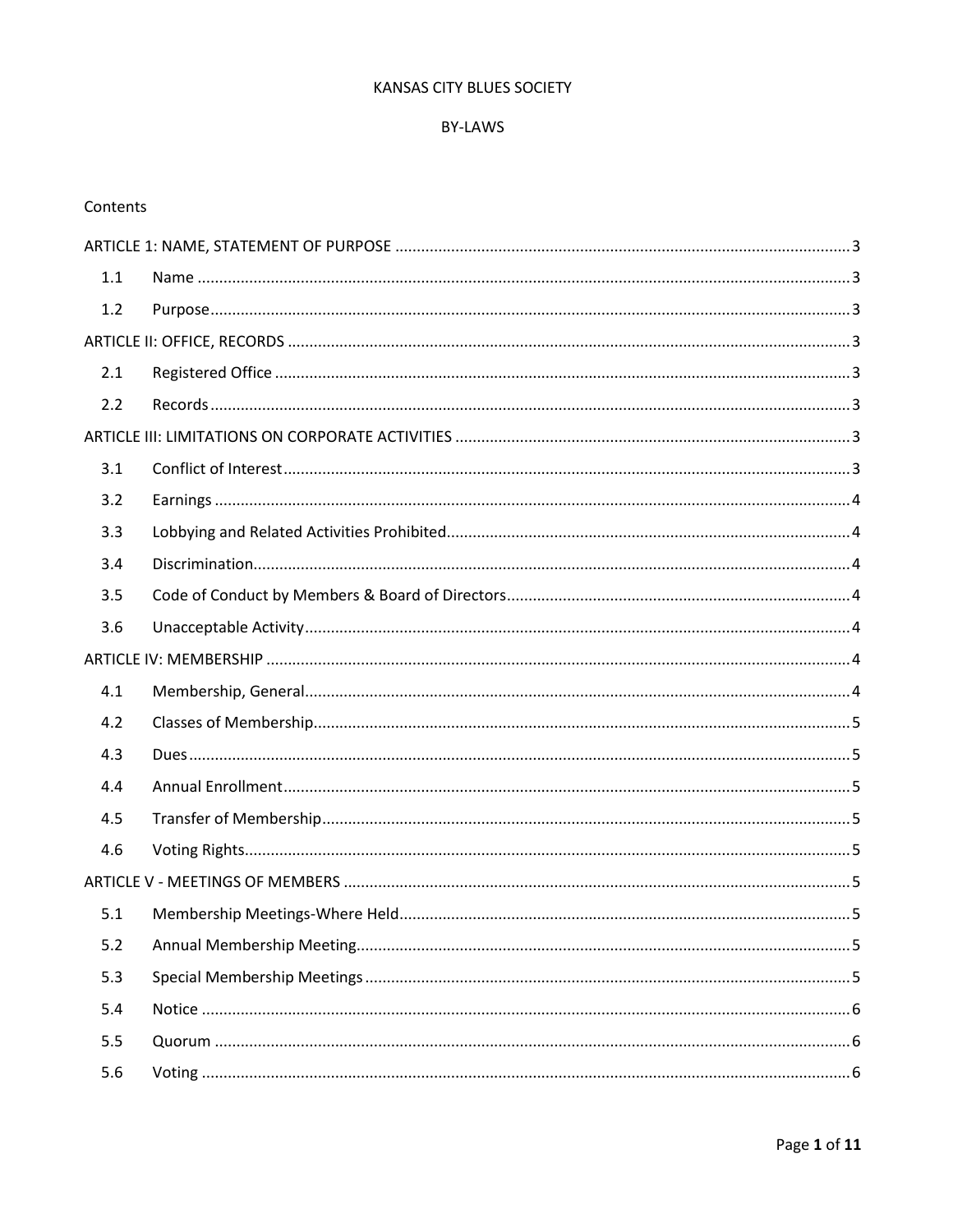KANSAS CITY BLUES SOCIETY

BY-LAWS

Contents

ARTICLE 1: NAME, STATEMENT OF PURPOSE ....... 3

- 1.1 Name ....... 3
- 1.2 Purpose ....... 3

ARTICLE II: OFFICE, RECORDS ....... 3

- 2.1 Registered Office ....... 3
- 2.2 Records ....... 3

ARTICLE III: LIMITATIONS ON CORPORATE ACTIVITIES ....... 3

- 3.1 Conflict of Interest ....... 3
- 3.2 Earnings ....... 4
- 3.3 Lobbying and Related Activities Prohibited ....... 4
- 3.4 Discrimination ....... 4
- 3.5 Code of Conduct by Members & Board of Directors ....... 4
- 3.6 Unacceptable Activity ....... 4

ARTICLE IV: MEMBERSHIP ....... 4

- 4.1 Membership, General ....... 4
- 4.2 Classes of Membership ....... 5
- 4.3 Dues ....... 5
- 4.4 Annual Enrollment ....... 5
- 4.5 Transfer of Membership ....... 5
- 4.6 Voting Rights ....... 5

ARTICLE V - MEETINGS OF MEMBERS ....... 5

- 5.1 Membership Meetings-Where Held ....... 5
- 5.2 Annual Membership Meeting ....... 5
- 5.3 Special Membership Meetings ....... 5
- 5.4 Notice ....... 6
- 5.5 Quorum ....... 6
- 5.6 Voting ....... 6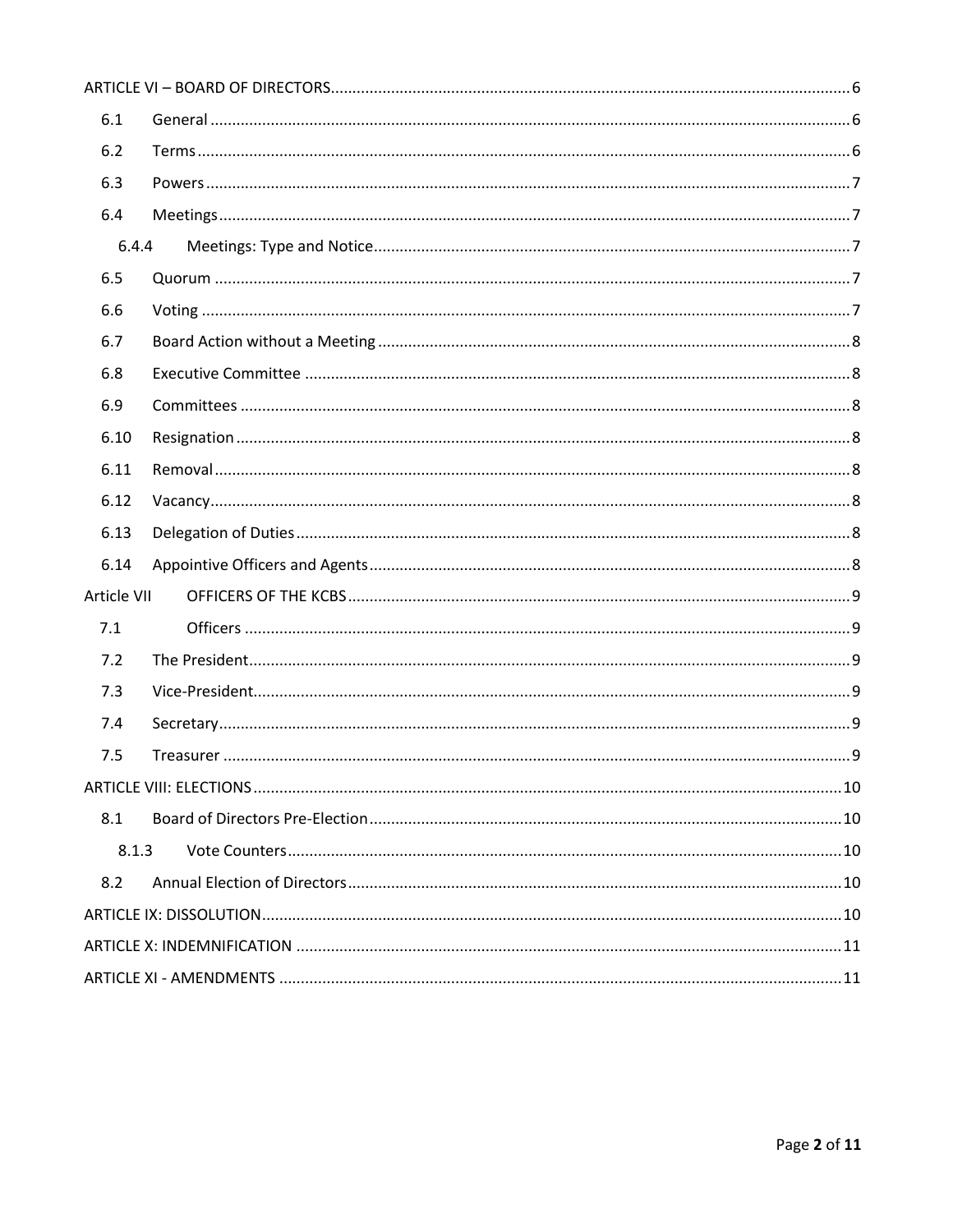ARTICLE VI – BOARD OF DIRECTORS........................................................................................................................6

- 6.1 General ........................................................................................................................................6
- 6.2 Terms ...........................................................................................................................................6
- 6.3 Powers ..........................................................................................................................................7
- 6.4 Meetings .......................................................................................................................................7
  - 6.4.4 Meetings: Type and Notice .................................................................................................7
- 6.5 Quorum ........................................................................................................................................7
- 6.6 Voting ...........................................................................................................................................7
- 6.7 Board Action without a Meeting ...................................................................................................8
- 6.8 Executive Committee ....................................................................................................................8
- 6.9 Committees ..................................................................................................................................8
- 6.10 Resignation ..................................................................................................................................8
- 6.11 Removal .......................................................................................................................................8
- 6.12 Vacancy ........................................................................................................................................8
- 6.13 Delegation of Duties .....................................................................................................................8
- 6.14 Appointive Officers and Agents ....................................................................................................8

Article VII OFFICERS OF THE KCBS ...........................................................................................................9

- 7.1 Officers ...........................................................................................................................................9
- 7.2 The President..................................................................................................................................9
- 7.3 Vice-President.................................................................................................................................9
- 7.4 Secretary.........................................................................................................................................9
- 7.5 Treasurer ........................................................................................................................................9

ARTICLE VIII: ELECTIONS ...........................................................................................................................10

- 8.1 Board of Directors Pre-Election ....................................................................................................10
  - 8.1.3 Vote Counters .....................................................................................................................10
- 8.2 Annual Election of Directors .........................................................................................................10

ARTICLE IX: DISSOLUTION..........................................................................................................................10

ARTICLE X: INDEMNIFICATION ..................................................................................................................11

ARTICLE XI - AMENDMENTS .......................................................................................................................11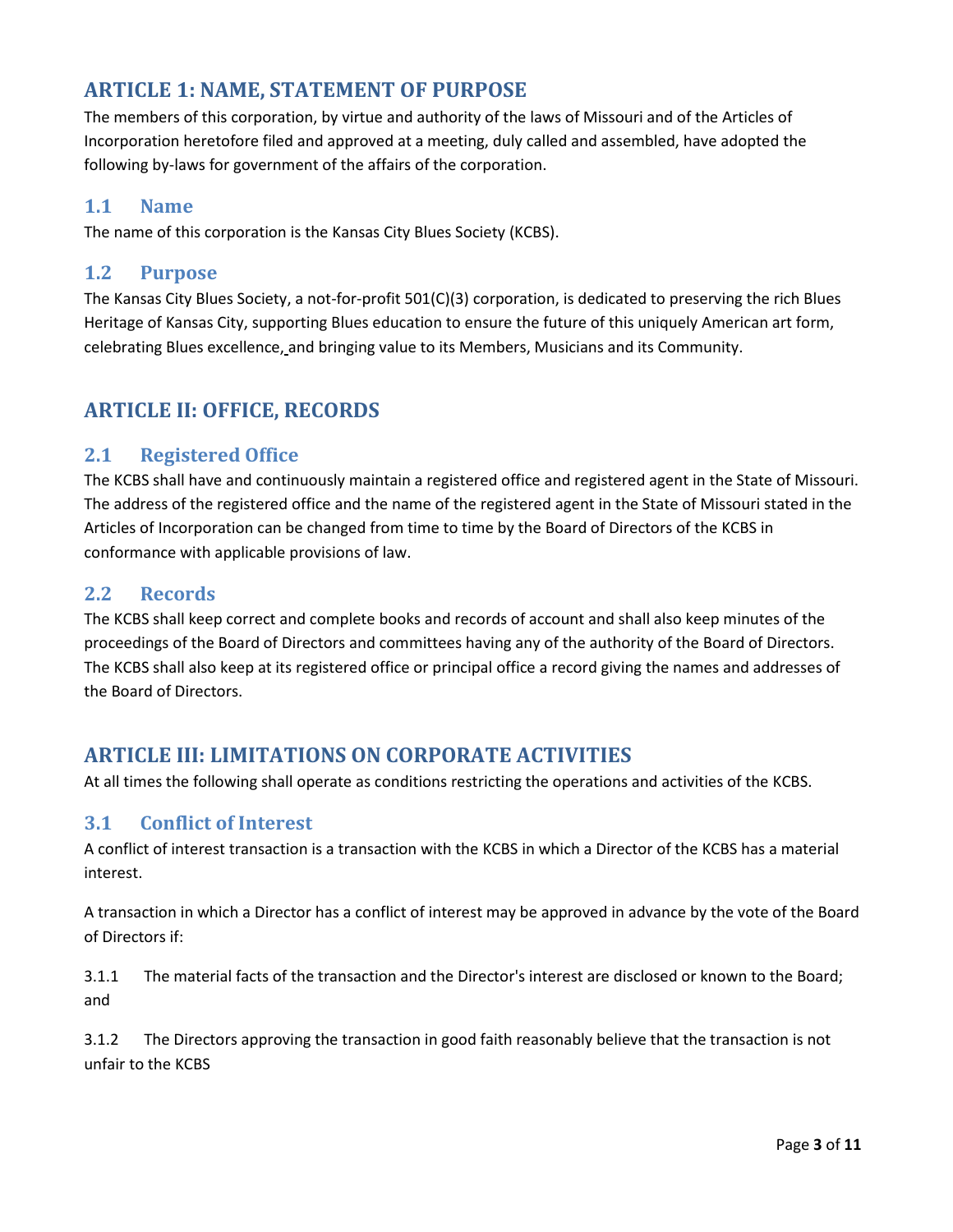## ARTICLE 1: NAME, STATEMENT OF PURPOSE

The members of this corporation, by virtue and authority of the laws of Missouri and of the Articles of Incorporation heretofore filed and approved at a meeting, duly called and assembled, have adopted the following by-laws for government of the affairs of the corporation.

### 1.1 Name

The name of this corporation is the Kansas City Blues Society (KCBS).

### 1.2 Purpose

The Kansas City Blues Society, a not-for-profit 501(C)(3) corporation, is dedicated to preserving the rich Blues Heritage of Kansas City, supporting Blues education to ensure the future of this uniquely American art form, celebrating Blues excellence, and bringing value to its Members, Musicians and its Community.

## ARTICLE II: OFFICE, RECORDS

### 2.1 Registered Office

The KCBS shall have and continuously maintain a registered office and registered agent in the State of Missouri. The address of the registered office and the name of the registered agent in the State of Missouri stated in the Articles of Incorporation can be changed from time to time by the Board of Directors of the KCBS in conformance with applicable provisions of law.

### 2.2 Records

The KCBS shall keep correct and complete books and records of account and shall also keep minutes of the proceedings of the Board of Directors and committees having any of the authority of the Board of Directors. The KCBS shall also keep at its registered office or principal office a record giving the names and addresses of the Board of Directors.

## ARTICLE III: LIMITATIONS ON CORPORATE ACTIVITIES

At all times the following shall operate as conditions restricting the operations and activities of the KCBS.

### 3.1 Conflict of Interest

A conflict of interest transaction is a transaction with the KCBS in which a Director of the KCBS has a material interest.

A transaction in which a Director has a conflict of interest may be approved in advance by the vote of the Board of Directors if:

3.1.1 The material facts of the transaction and the Director's interest are disclosed or known to the Board; and

3.1.2 The Directors approving the transaction in good faith reasonably believe that the transaction is not unfair to the KCBS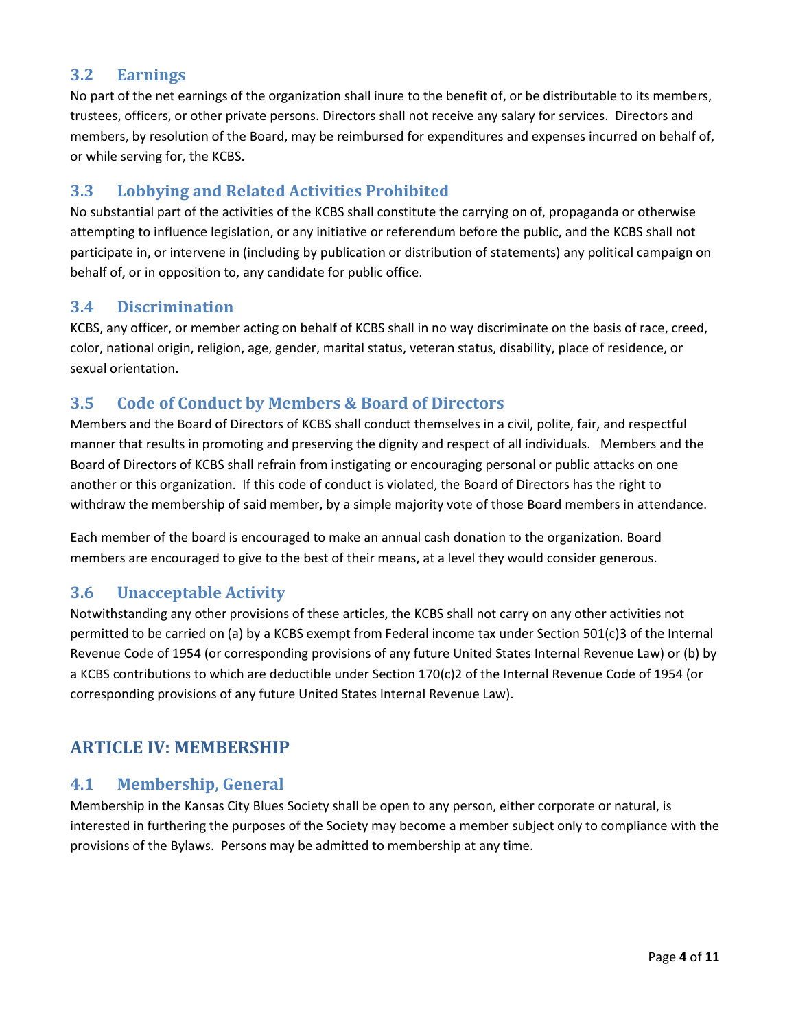### 3.2 Earnings

No part of the net earnings of the organization shall inure to the benefit of, or be distributable to its members, trustees, officers, or other private persons. Directors shall not receive any salary for services. Directors and members, by resolution of the Board, may be reimbursed for expenditures and expenses incurred on behalf of, or while serving for, the KCBS.

### 3.3 Lobbying and Related Activities Prohibited

No substantial part of the activities of the KCBS shall constitute the carrying on of, propaganda or otherwise attempting to influence legislation, or any initiative or referendum before the public, and the KCBS shall not participate in, or intervene in (including by publication or distribution of statements) any political campaign on behalf of, or in opposition to, any candidate for public office.

### 3.4 Discrimination

KCBS, any officer, or member acting on behalf of KCBS shall in no way discriminate on the basis of race, creed, color, national origin, religion, age, gender, marital status, veteran status, disability, place of residence, or sexual orientation.

### 3.5 Code of Conduct by Members & Board of Directors

Members and the Board of Directors of KCBS shall conduct themselves in a civil, polite, fair, and respectful manner that results in promoting and preserving the dignity and respect of all individuals. Members and the Board of Directors of KCBS shall refrain from instigating or encouraging personal or public attacks on one another or this organization. If this code of conduct is violated, the Board of Directors has the right to withdraw the membership of said member, by a simple majority vote of those Board members in attendance.

Each member of the board is encouraged to make an annual cash donation to the organization. Board members are encouraged to give to the best of their means, at a level they would consider generous.

### 3.6 Unacceptable Activity

Notwithstanding any other provisions of these articles, the KCBS shall not carry on any other activities not permitted to be carried on (a) by a KCBS exempt from Federal income tax under Section 501(c)3 of the Internal Revenue Code of 1954 (or corresponding provisions of any future United States Internal Revenue Law) or (b) by a KCBS contributions to which are deductible under Section 170(c)2 of the Internal Revenue Code of 1954 (or corresponding provisions of any future United States Internal Revenue Law).

## ARTICLE IV: MEMBERSHIP

### 4.1 Membership, General

Membership in the Kansas City Blues Society shall be open to any person, either corporate or natural, is interested in furthering the purposes of the Society may become a member subject only to compliance with the provisions of the Bylaws. Persons may be admitted to membership at any time.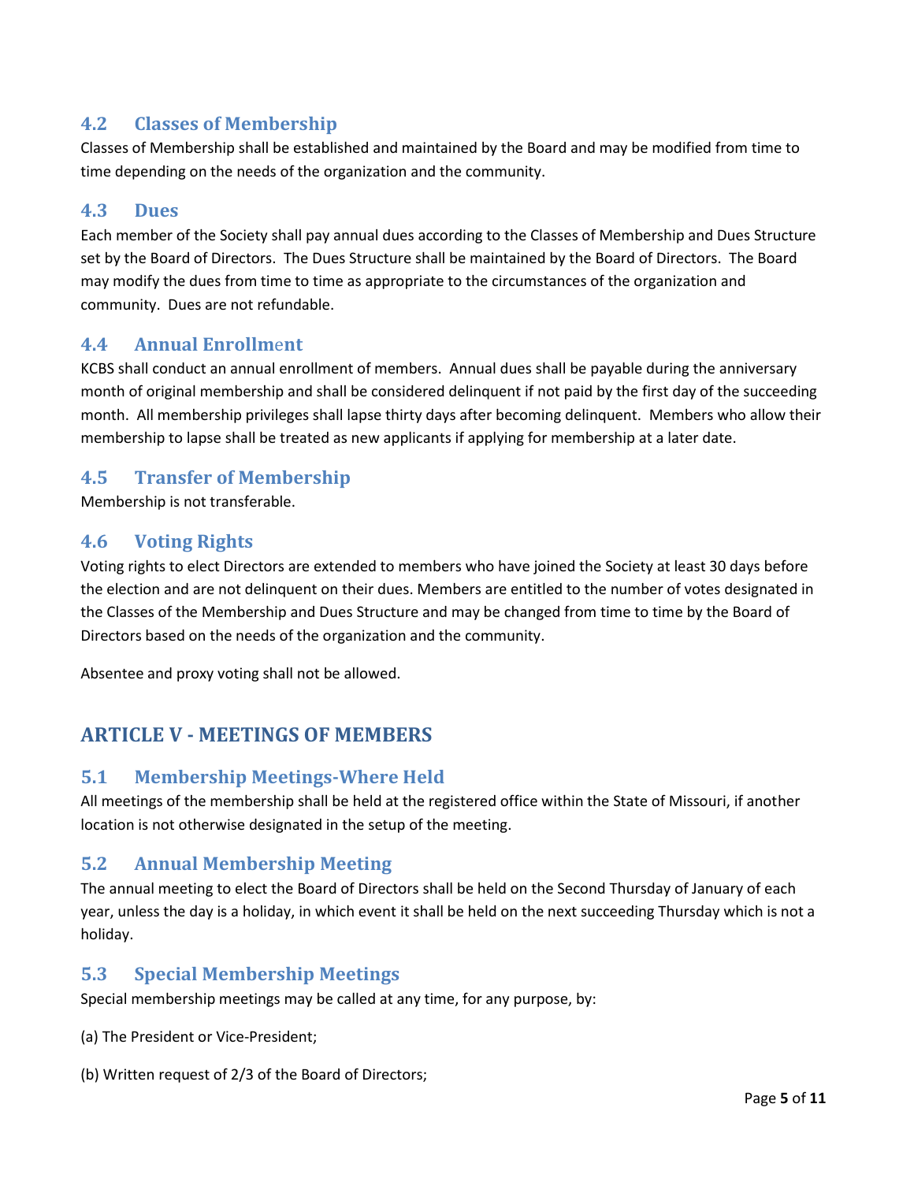### 4.2 Classes of Membership

Classes of Membership shall be established and maintained by the Board and may be modified from time to time depending on the needs of the organization and the community.

### 4.3 Dues

Each member of the Society shall pay annual dues according to the Classes of Membership and Dues Structure set by the Board of Directors. The Dues Structure shall be maintained by the Board of Directors. The Board may modify the dues from time to time as appropriate to the circumstances of the organization and community. Dues are not refundable.

### 4.4 Annual Enrollment

KCBS shall conduct an annual enrollment of members. Annual dues shall be payable during the anniversary month of original membership and shall be considered delinquent if not paid by the first day of the succeeding month. All membership privileges shall lapse thirty days after becoming delinquent. Members who allow their membership to lapse shall be treated as new applicants if applying for membership at a later date.

### 4.5 Transfer of Membership

Membership is not transferable.

### 4.6 Voting Rights

Voting rights to elect Directors are extended to members who have joined the Society at least 30 days before the election and are not delinquent on their dues. Members are entitled to the number of votes designated in the Classes of the Membership and Dues Structure and may be changed from time to time by the Board of Directors based on the needs of the organization and the community.

Absentee and proxy voting shall not be allowed.

## ARTICLE V - MEETINGS OF MEMBERS

### 5.1 Membership Meetings-Where Held

All meetings of the membership shall be held at the registered office within the State of Missouri, if another location is not otherwise designated in the setup of the meeting.

### 5.2 Annual Membership Meeting

The annual meeting to elect the Board of Directors shall be held on the Second Thursday of January of each year, unless the day is a holiday, in which event it shall be held on the next succeeding Thursday which is not a holiday.

### 5.3 Special Membership Meetings

Special membership meetings may be called at any time, for any purpose, by:

(a) The President or Vice-President;

(b) Written request of 2/3 of the Board of Directors;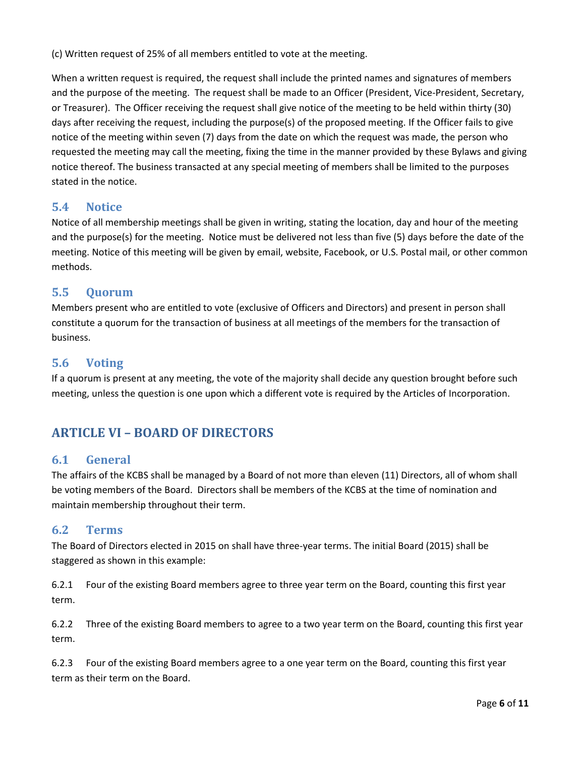(c) Written request of 25% of all members entitled to vote at the meeting.

When a written request is required, the request shall include the printed names and signatures of members and the purpose of the meeting. The request shall be made to an Officer (President, Vice-President, Secretary, or Treasurer). The Officer receiving the request shall give notice of the meeting to be held within thirty (30) days after receiving the request, including the purpose(s) of the proposed meeting. If the Officer fails to give notice of the meeting within seven (7) days from the date on which the request was made, the person who requested the meeting may call the meeting, fixing the time in the manner provided by these Bylaws and giving notice thereof. The business transacted at any special meeting of members shall be limited to the purposes stated in the notice.

### 5.4 Notice

Notice of all membership meetings shall be given in writing, stating the location, day and hour of the meeting and the purpose(s) for the meeting. Notice must be delivered not less than five (5) days before the date of the meeting. Notice of this meeting will be given by email, website, Facebook, or U.S. Postal mail, or other common methods.

### 5.5 Quorum

Members present who are entitled to vote (exclusive of Officers and Directors) and present in person shall constitute a quorum for the transaction of business at all meetings of the members for the transaction of business.

### 5.6 Voting

If a quorum is present at any meeting, the vote of the majority shall decide any question brought before such meeting, unless the question is one upon which a different vote is required by the Articles of Incorporation.

## ARTICLE VI – BOARD OF DIRECTORS

### 6.1 General

The affairs of the KCBS shall be managed by a Board of not more than eleven (11) Directors, all of whom shall be voting members of the Board. Directors shall be members of the KCBS at the time of nomination and maintain membership throughout their term.

### 6.2 Terms

The Board of Directors elected in 2015 on shall have three-year terms. The initial Board (2015) shall be staggered as shown in this example:

6.2.1 Four of the existing Board members agree to three year term on the Board, counting this first year term.

6.2.2 Three of the existing Board members to agree to a two year term on the Board, counting this first year term.

6.2.3 Four of the existing Board members agree to a one year term on the Board, counting this first year term as their term on the Board.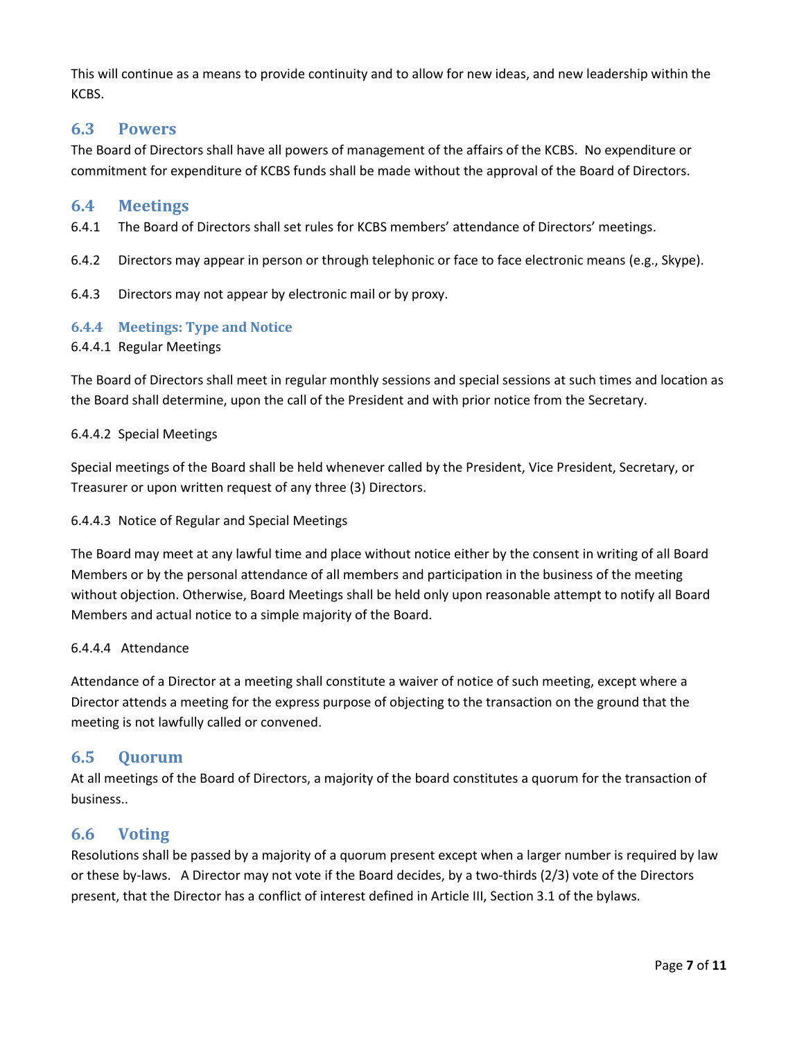This will continue as a means to provide continuity and to allow for new ideas, and new leadership within the KCBS.

## 6.3 Powers

The Board of Directors shall have all powers of management of the affairs of the KCBS. No expenditure or commitment for expenditure of KCBS funds shall be made without the approval of the Board of Directors.

## 6.4 Meetings

6.4.1 The Board of Directors shall set rules for KCBS members' attendance of Directors' meetings.

6.4.2 Directors may appear in person or through telephonic or face to face electronic means (e.g., Skype).

6.4.3 Directors may not appear by electronic mail or by proxy.

### 6.4.4 Meetings: Type and Notice

6.4.4.1 Regular Meetings

The Board of Directors shall meet in regular monthly sessions and special sessions at such times and location as the Board shall determine, upon the call of the President and with prior notice from the Secretary.

6.4.4.2 Special Meetings

Special meetings of the Board shall be held whenever called by the President, Vice President, Secretary, or Treasurer or upon written request of any three (3) Directors.

6.4.4.3 Notice of Regular and Special Meetings

The Board may meet at any lawful time and place without notice either by the consent in writing of all Board Members or by the personal attendance of all members and participation in the business of the meeting without objection. Otherwise, Board Meetings shall be held only upon reasonable attempt to notify all Board Members and actual notice to a simple majority of the Board.

6.4.4.4 Attendance

Attendance of a Director at a meeting shall constitute a waiver of notice of such meeting, except where a Director attends a meeting for the express purpose of objecting to the transaction on the ground that the meeting is not lawfully called or convened.

## 6.5 Quorum

At all meetings of the Board of Directors, a majority of the board constitutes a quorum for the transaction of business..

## 6.6 Voting

Resolutions shall be passed by a majority of a quorum present except when a larger number is required by law or these by-laws. A Director may not vote if the Board decides, by a two-thirds (2/3) vote of the Directors present, that the Director has a conflict of interest defined in Article III, Section 3.1 of the bylaws.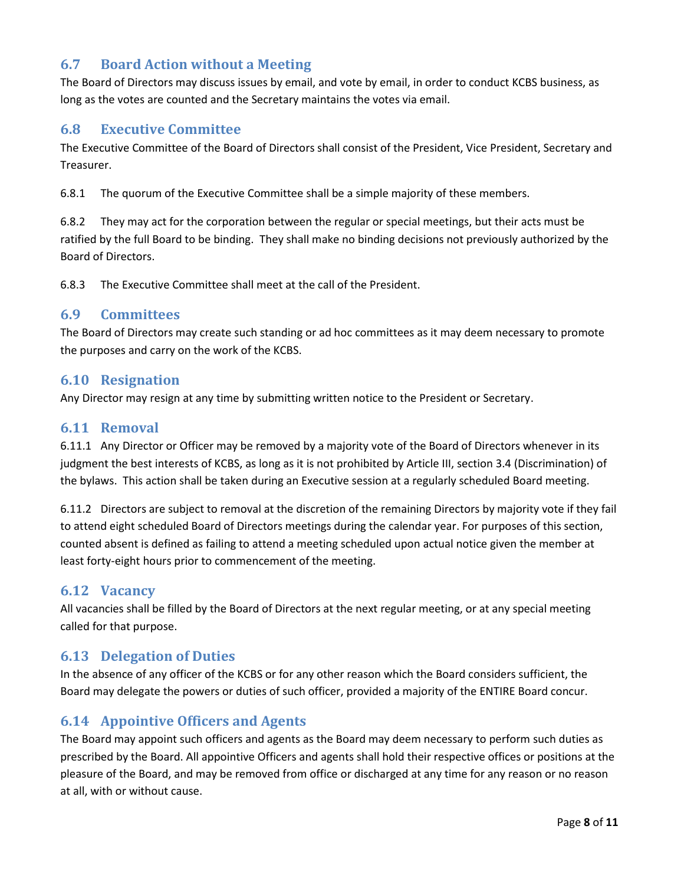## 6.7 Board Action without a Meeting

The Board of Directors may discuss issues by email, and vote by email, in order to conduct KCBS business, as long as the votes are counted and the Secretary maintains the votes via email.

## 6.8 Executive Committee

The Executive Committee of the Board of Directors shall consist of the President, Vice President, Secretary and Treasurer.

6.8.1 The quorum of the Executive Committee shall be a simple majority of these members.

6.8.2 They may act for the corporation between the regular or special meetings, but their acts must be ratified by the full Board to be binding. They shall make no binding decisions not previously authorized by the Board of Directors.

6.8.3 The Executive Committee shall meet at the call of the President.

## 6.9 Committees

The Board of Directors may create such standing or ad hoc committees as it may deem necessary to promote the purposes and carry on the work of the KCBS.

## 6.10 Resignation

Any Director may resign at any time by submitting written notice to the President or Secretary.

## 6.11 Removal

6.11.1 Any Director or Officer may be removed by a majority vote of the Board of Directors whenever in its judgment the best interests of KCBS, as long as it is not prohibited by Article III, section 3.4 (Discrimination) of the bylaws. This action shall be taken during an Executive session at a regularly scheduled Board meeting.

6.11.2 Directors are subject to removal at the discretion of the remaining Directors by majority vote if they fail to attend eight scheduled Board of Directors meetings during the calendar year. For purposes of this section, counted absent is defined as failing to attend a meeting scheduled upon actual notice given the member at least forty-eight hours prior to commencement of the meeting.

## 6.12 Vacancy

All vacancies shall be filled by the Board of Directors at the next regular meeting, or at any special meeting called for that purpose.

## 6.13 Delegation of Duties

In the absence of any officer of the KCBS or for any other reason which the Board considers sufficient, the Board may delegate the powers or duties of such officer, provided a majority of the ENTIRE Board concur.

## 6.14 Appointive Officers and Agents

The Board may appoint such officers and agents as the Board may deem necessary to perform such duties as prescribed by the Board. All appointive Officers and agents shall hold their respective offices or positions at the pleasure of the Board, and may be removed from office or discharged at any time for any reason or no reason at all, with or without cause.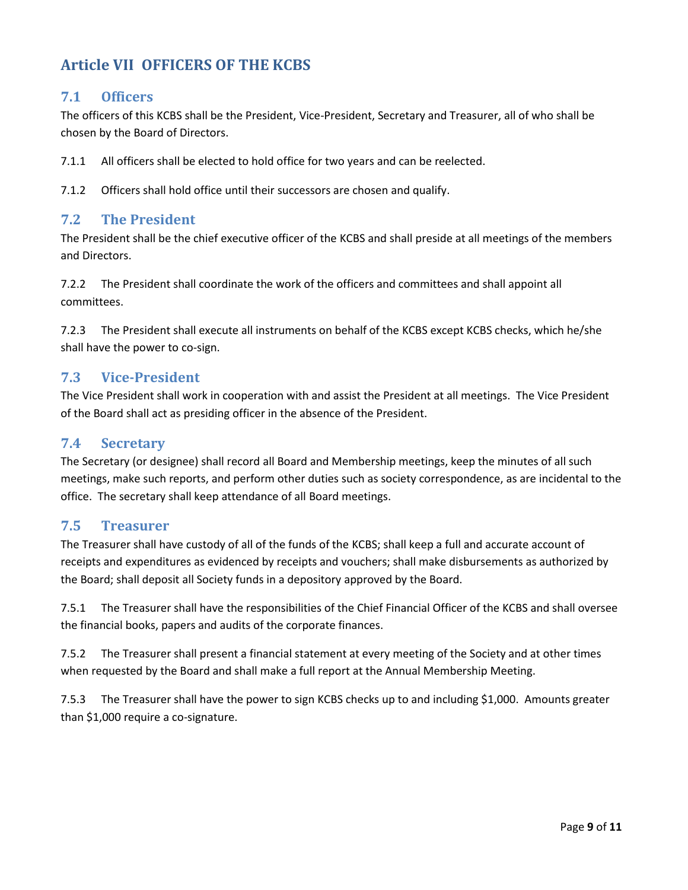## Article VII OFFICERS OF THE KCBS

### 7.1 Officers

The officers of this KCBS shall be the President, Vice-President, Secretary and Treasurer, all of who shall be chosen by the Board of Directors.

7.1.1 All officers shall be elected to hold office for two years and can be reelected.

7.1.2 Officers shall hold office until their successors are chosen and qualify.

### 7.2 The President

The President shall be the chief executive officer of the KCBS and shall preside at all meetings of the members and Directors.

7.2.2 The President shall coordinate the work of the officers and committees and shall appoint all committees.

7.2.3 The President shall execute all instruments on behalf of the KCBS except KCBS checks, which he/she shall have the power to co-sign.

### 7.3 Vice-President

The Vice President shall work in cooperation with and assist the President at all meetings. The Vice President of the Board shall act as presiding officer in the absence of the President.

### 7.4 Secretary

The Secretary (or designee) shall record all Board and Membership meetings, keep the minutes of all such meetings, make such reports, and perform other duties such as society correspondence, as are incidental to the office. The secretary shall keep attendance of all Board meetings.

### 7.5 Treasurer

The Treasurer shall have custody of all of the funds of the KCBS; shall keep a full and accurate account of receipts and expenditures as evidenced by receipts and vouchers; shall make disbursements as authorized by the Board; shall deposit all Society funds in a depository approved by the Board.

7.5.1 The Treasurer shall have the responsibilities of the Chief Financial Officer of the KCBS and shall oversee the financial books, papers and audits of the corporate finances.

7.5.2 The Treasurer shall present a financial statement at every meeting of the Society and at other times when requested by the Board and shall make a full report at the Annual Membership Meeting.

7.5.3 The Treasurer shall have the power to sign KCBS checks up to and including $1,000. Amounts greater than $1,000 require a co-signature.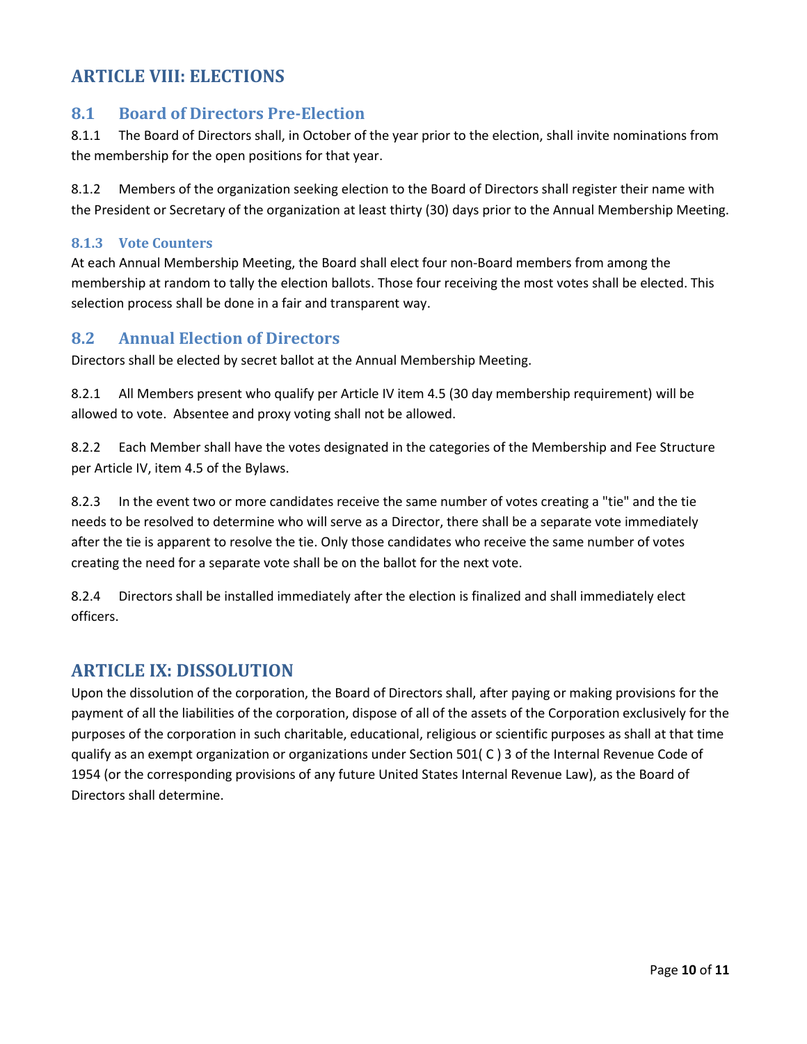## ARTICLE VIII: ELECTIONS

### 8.1 Board of Directors Pre-Election

8.1.1 The Board of Directors shall, in October of the year prior to the election, shall invite nominations from the membership for the open positions for that year.

8.1.2 Members of the organization seeking election to the Board of Directors shall register their name with the President or Secretary of the organization at least thirty (30) days prior to the Annual Membership Meeting.

#### 8.1.3 Vote Counters

At each Annual Membership Meeting, the Board shall elect four non-Board members from among the membership at random to tally the election ballots. Those four receiving the most votes shall be elected. This selection process shall be done in a fair and transparent way.

### 8.2 Annual Election of Directors

Directors shall be elected by secret ballot at the Annual Membership Meeting.

8.2.1 All Members present who qualify per Article IV item 4.5 (30 day membership requirement) will be allowed to vote. Absentee and proxy voting shall not be allowed.

8.2.2 Each Member shall have the votes designated in the categories of the Membership and Fee Structure per Article IV, item 4.5 of the Bylaws.

8.2.3 In the event two or more candidates receive the same number of votes creating a "tie" and the tie needs to be resolved to determine who will serve as a Director, there shall be a separate vote immediately after the tie is apparent to resolve the tie. Only those candidates who receive the same number of votes creating the need for a separate vote shall be on the ballot for the next vote.

8.2.4 Directors shall be installed immediately after the election is finalized and shall immediately elect officers.

## ARTICLE IX: DISSOLUTION

Upon the dissolution of the corporation, the Board of Directors shall, after paying or making provisions for the payment of all the liabilities of the corporation, dispose of all of the assets of the Corporation exclusively for the purposes of the corporation in such charitable, educational, religious or scientific purposes as shall at that time qualify as an exempt organization or organizations under Section 501( C ) 3 of the Internal Revenue Code of 1954 (or the corresponding provisions of any future United States Internal Revenue Law), as the Board of Directors shall determine.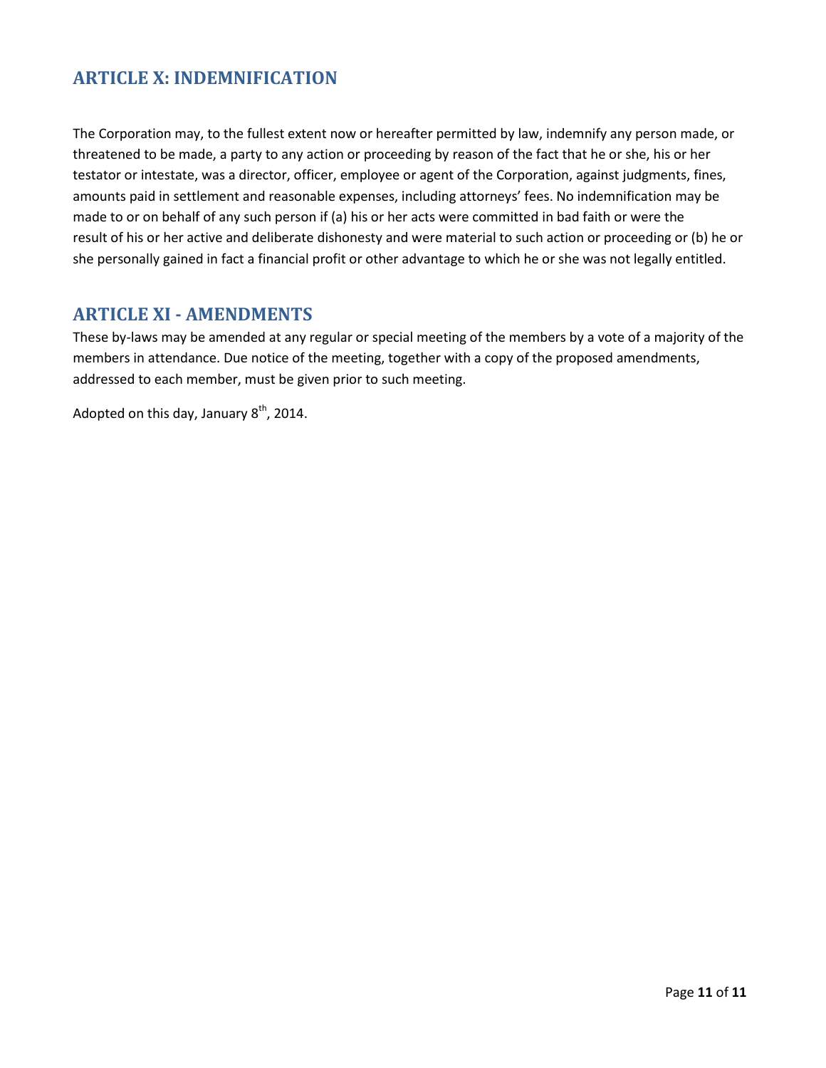## ARTICLE X: INDEMNIFICATION

The Corporation may, to the fullest extent now or hereafter permitted by law, indemnify any person made, or threatened to be made, a party to any action or proceeding by reason of the fact that he or she, his or her testator or intestate, was a director, officer, employee or agent of the Corporation, against judgments, fines, amounts paid in settlement and reasonable expenses, including attorneys' fees. No indemnification may be made to or on behalf of any such person if (a) his or her acts were committed in bad faith or were the result of his or her active and deliberate dishonesty and were material to such action or proceeding or (b) he or she personally gained in fact a financial profit or other advantage to which he or she was not legally entitled.

## ARTICLE XI - AMENDMENTS

These by-laws may be amended at any regular or special meeting of the members by a vote of a majority of the members in attendance. Due notice of the meeting, together with a copy of the proposed amendments, addressed to each member, must be given prior to such meeting.

Adopted on this day, January 8th, 2014.